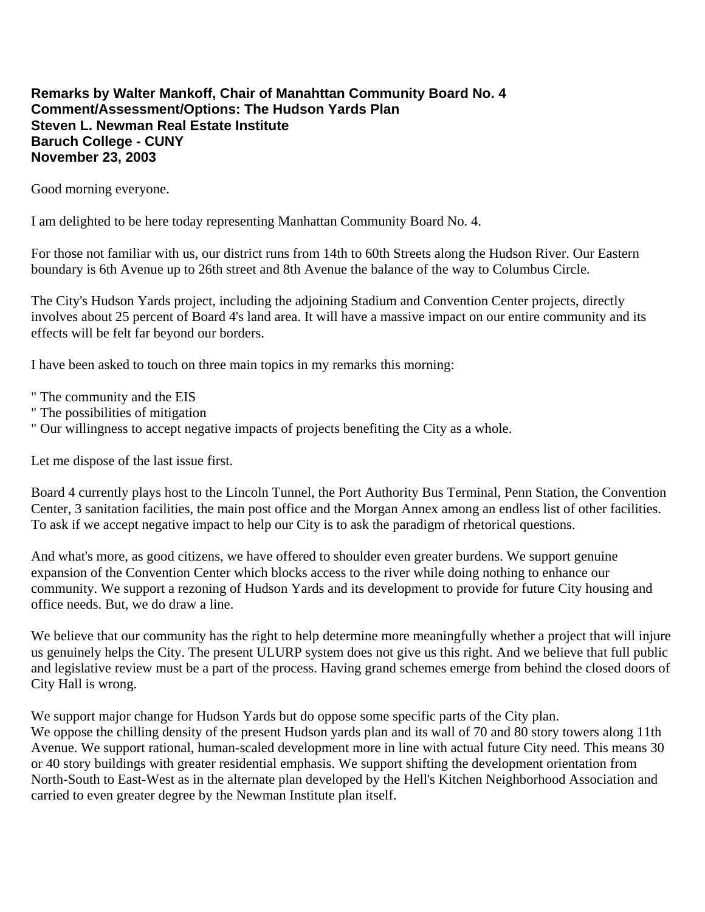**Remarks by Walter Mankoff, Chair of Manahttan Community Board No. 4**
**Comment/Assessment/Options: The Hudson Yards Plan**
**Steven L. Newman Real Estate Institute**
**Baruch College - CUNY**
**November 23, 2003**

Good morning everyone.

I am delighted to be here today representing Manhattan Community Board No. 4.

For those not familiar with us, our district runs from 14th to 60th Streets along the Hudson River. Our Eastern boundary is 6th Avenue up to 26th street and 8th Avenue the balance of the way to Columbus Circle.

The City's Hudson Yards project, including the adjoining Stadium and Convention Center projects, directly involves about 25 percent of Board 4's land area. It will have a massive impact on our entire community and its effects will be felt far beyond our borders.

I have been asked to touch on three main topics in my remarks this morning:

" The community and the EIS
" The possibilities of mitigation
" Our willingness to accept negative impacts of projects benefiting the City as a whole.

Let me dispose of the last issue first.

Board 4 currently plays host to the Lincoln Tunnel, the Port Authority Bus Terminal, Penn Station, the Convention Center, 3 sanitation facilities, the main post office and the Morgan Annex among an endless list of other facilities. To ask if we accept negative impact to help our City is to ask the paradigm of rhetorical questions.

And what's more, as good citizens, we have offered to shoulder even greater burdens. We support genuine expansion of the Convention Center which blocks access to the river while doing nothing to enhance our community. We support a rezoning of Hudson Yards and its development to provide for future City housing and office needs. But, we do draw a line.

We believe that our community has the right to help determine more meaningfully whether a project that will injure us genuinely helps the City. The present ULURP system does not give us this right. And we believe that full public and legislative review must be a part of the process. Having grand schemes emerge from behind the closed doors of City Hall is wrong.

We support major change for Hudson Yards but do oppose some specific parts of the City plan.
We oppose the chilling density of the present Hudson yards plan and its wall of 70 and 80 story towers along 11th Avenue. We support rational, human-scaled development more in line with actual future City need. This means 30 or 40 story buildings with greater residential emphasis. We support shifting the development orientation from North-South to East-West as in the alternate plan developed by the Hell's Kitchen Neighborhood Association and carried to even greater degree by the Newman Institute plan itself.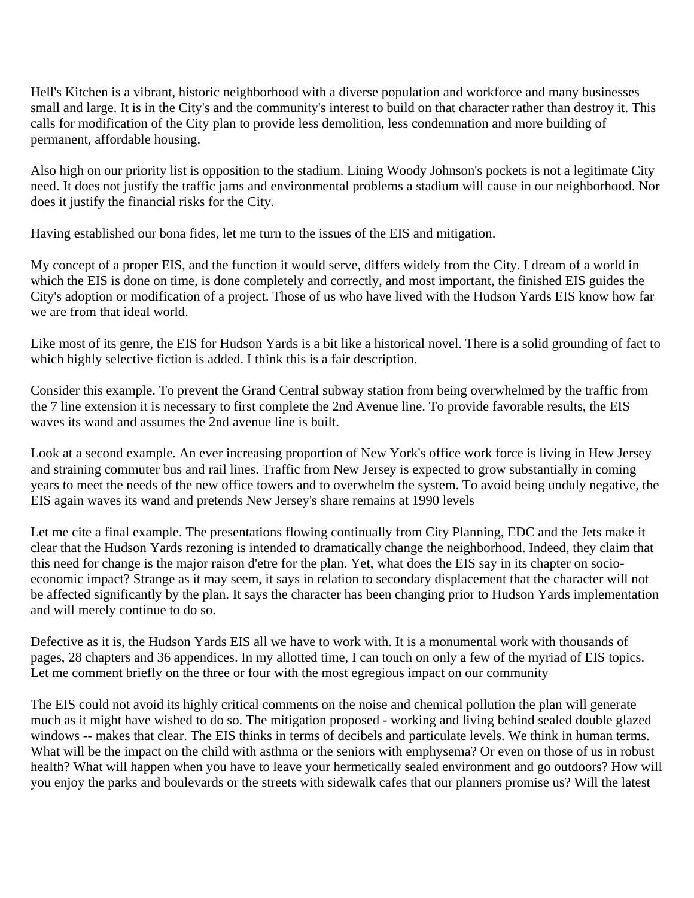Hell's Kitchen is a vibrant, historic neighborhood with a diverse population and workforce and many businesses small and large. It is in the City's and the community's interest to build on that character rather than destroy it. This calls for modification of the City plan to provide less demolition, less condemnation and more building of permanent, affordable housing.

Also high on our priority list is opposition to the stadium. Lining Woody Johnson's pockets is not a legitimate City need. It does not justify the traffic jams and environmental problems a stadium will cause in our neighborhood. Nor does it justify the financial risks for the City.

Having established our bona fides, let me turn to the issues of the EIS and mitigation.

My concept of a proper EIS, and the function it would serve, differs widely from the City. I dream of a world in which the EIS is done on time, is done completely and correctly, and most important, the finished EIS guides the City's adoption or modification of a project. Those of us who have lived with the Hudson Yards EIS know how far we are from that ideal world.

Like most of its genre, the EIS for Hudson Yards is a bit like a historical novel. There is a solid grounding of fact to which highly selective fiction is added. I think this is a fair description.

Consider this example. To prevent the Grand Central subway station from being overwhelmed by the traffic from the 7 line extension it is necessary to first complete the 2nd Avenue line. To provide favorable results, the EIS waves its wand and assumes the 2nd avenue line is built.

Look at a second example. An ever increasing proportion of New York's office work force is living in Hew Jersey and straining commuter bus and rail lines. Traffic from New Jersey is expected to grow substantially in coming years to meet the needs of the new office towers and to overwhelm the system. To avoid being unduly negative, the EIS again waves its wand and pretends New Jersey's share remains at 1990 levels

Let me cite a final example. The presentations flowing continually from City Planning, EDC and the Jets make it clear that the Hudson Yards rezoning is intended to dramatically change the neighborhood. Indeed, they claim that this need for change is the major raison d'etre for the plan. Yet, what does the EIS say in its chapter on socio-economic impact? Strange as it may seem, it says in relation to secondary displacement that the character will not be affected significantly by the plan. It says the character has been changing prior to Hudson Yards implementation and will merely continue to do so.

Defective as it is, the Hudson Yards EIS all we have to work with. It is a monumental work with thousands of pages, 28 chapters and 36 appendices. In my allotted time, I can touch on only a few of the myriad of EIS topics. Let me comment briefly on the three or four with the most egregious impact on our community

The EIS could not avoid its highly critical comments on the noise and chemical pollution the plan will generate much as it might have wished to do so. The mitigation proposed - working and living behind sealed double glazed windows -- makes that clear. The EIS thinks in terms of decibels and particulate levels. We think in human terms. What will be the impact on the child with asthma or the seniors with emphysema? Or even on those of us in robust health? What will happen when you have to leave your hermetically sealed environment and go outdoors? How will you enjoy the parks and boulevards or the streets with sidewalk cafes that our planners promise us? Will the latest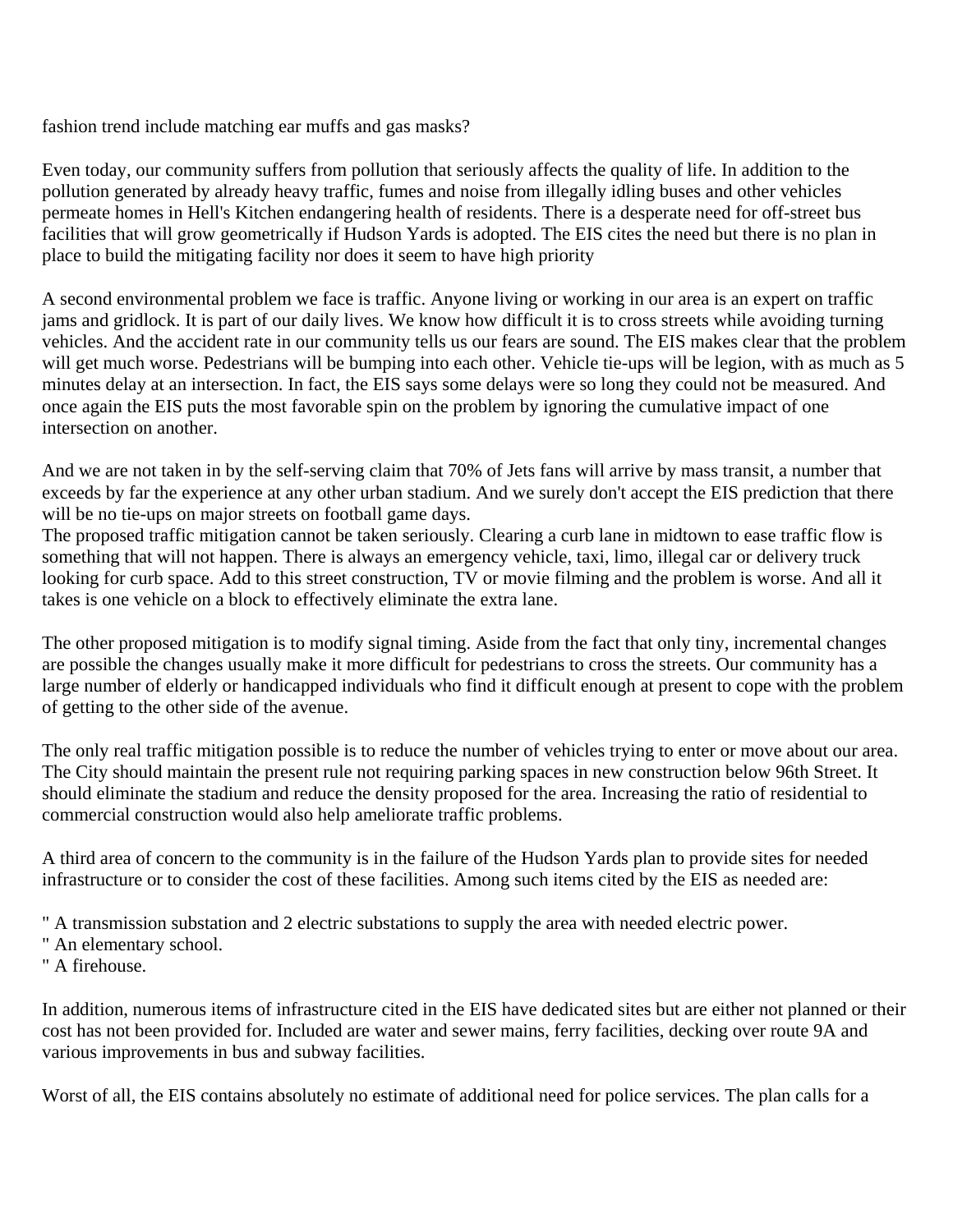fashion trend include matching ear muffs and gas masks?

Even today, our community suffers from pollution that seriously affects the quality of life. In addition to the pollution generated by already heavy traffic, fumes and noise from illegally idling buses and other vehicles permeate homes in Hell's Kitchen endangering health of residents. There is a desperate need for off-street bus facilities that will grow geometrically if Hudson Yards is adopted. The EIS cites the need but there is no plan in place to build the mitigating facility nor does it seem to have high priority

A second environmental problem we face is traffic. Anyone living or working in our area is an expert on traffic jams and gridlock. It is part of our daily lives. We know how difficult it is to cross streets while avoiding turning vehicles. And the accident rate in our community tells us our fears are sound. The EIS makes clear that the problem will get much worse. Pedestrians will be bumping into each other. Vehicle tie-ups will be legion, with as much as 5 minutes delay at an intersection. In fact, the EIS says some delays were so long they could not be measured. And once again the EIS puts the most favorable spin on the problem by ignoring the cumulative impact of one intersection on another.

And we are not taken in by the self-serving claim that 70% of Jets fans will arrive by mass transit, a number that exceeds by far the experience at any other urban stadium. And we surely don't accept the EIS prediction that there will be no tie-ups on major streets on football game days.
The proposed traffic mitigation cannot be taken seriously. Clearing a curb lane in midtown to ease traffic flow is something that will not happen. There is always an emergency vehicle, taxi, limo, illegal car or delivery truck looking for curb space. Add to this street construction, TV or movie filming and the problem is worse. And all it takes is one vehicle on a block to effectively eliminate the extra lane.

The other proposed mitigation is to modify signal timing. Aside from the fact that only tiny, incremental changes are possible the changes usually make it more difficult for pedestrians to cross the streets. Our community has a large number of elderly or handicapped individuals who find it difficult enough at present to cope with the problem of getting to the other side of the avenue.

The only real traffic mitigation possible is to reduce the number of vehicles trying to enter or move about our area. The City should maintain the present rule not requiring parking spaces in new construction below 96th Street. It should eliminate the stadium and reduce the density proposed for the area. Increasing the ratio of residential to commercial construction would also help ameliorate traffic problems.

A third area of concern to the community is in the failure of the Hudson Yards plan to provide sites for needed infrastructure or to consider the cost of these facilities. Among such items cited by the EIS as needed are:

" A transmission substation and 2 electric substations to supply the area with needed electric power.
" An elementary school.
" A firehouse.

In addition, numerous items of infrastructure cited in the EIS have dedicated sites but are either not planned or their cost has not been provided for. Included are water and sewer mains, ferry facilities, decking over route 9A and various improvements in bus and subway facilities.

Worst of all, the EIS contains absolutely no estimate of additional need for police services. The plan calls for a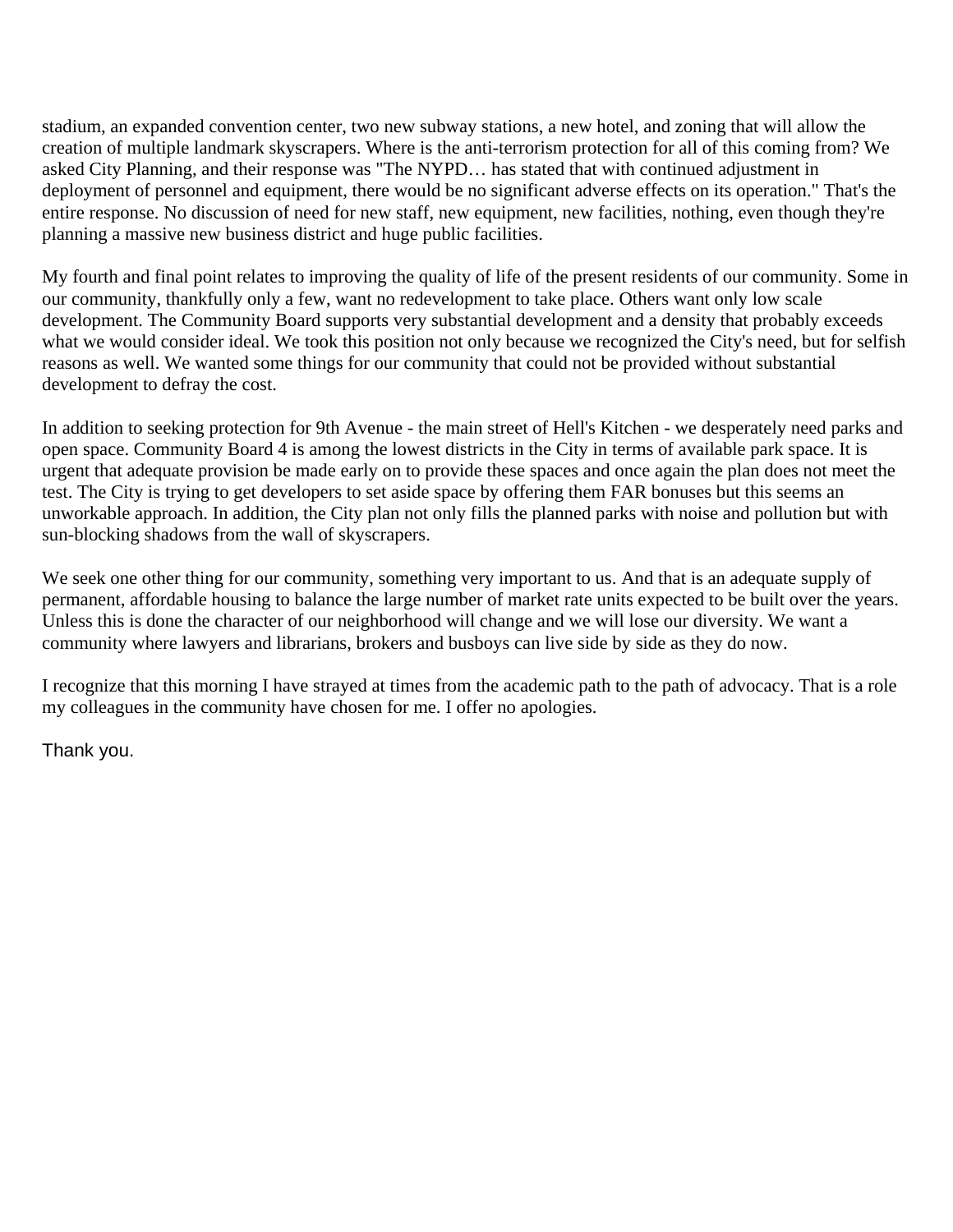stadium, an expanded convention center, two new subway stations, a new hotel, and zoning that will allow the creation of multiple landmark skyscrapers. Where is the anti-terrorism protection for all of this coming from? We asked City Planning, and their response was "The NYPD… has stated that with continued adjustment in deployment of personnel and equipment, there would be no significant adverse effects on its operation." That's the entire response. No discussion of need for new staff, new equipment, new facilities, nothing, even though they're planning a massive new business district and huge public facilities.

My fourth and final point relates to improving the quality of life of the present residents of our community. Some in our community, thankfully only a few, want no redevelopment to take place. Others want only low scale development. The Community Board supports very substantial development and a density that probably exceeds what we would consider ideal. We took this position not only because we recognized the City's need, but for selfish reasons as well. We wanted some things for our community that could not be provided without substantial development to defray the cost.

In addition to seeking protection for 9th Avenue - the main street of Hell's Kitchen - we desperately need parks and open space. Community Board 4 is among the lowest districts in the City in terms of available park space. It is urgent that adequate provision be made early on to provide these spaces and once again the plan does not meet the test. The City is trying to get developers to set aside space by offering them FAR bonuses but this seems an unworkable approach. In addition, the City plan not only fills the planned parks with noise and pollution but with sun-blocking shadows from the wall of skyscrapers.

We seek one other thing for our community, something very important to us. And that is an adequate supply of permanent, affordable housing to balance the large number of market rate units expected to be built over the years. Unless this is done the character of our neighborhood will change and we will lose our diversity. We want a community where lawyers and librarians, brokers and busboys can live side by side as they do now.

I recognize that this morning I have strayed at times from the academic path to the path of advocacy. That is a role my colleagues in the community have chosen for me. I offer no apologies.

Thank you.